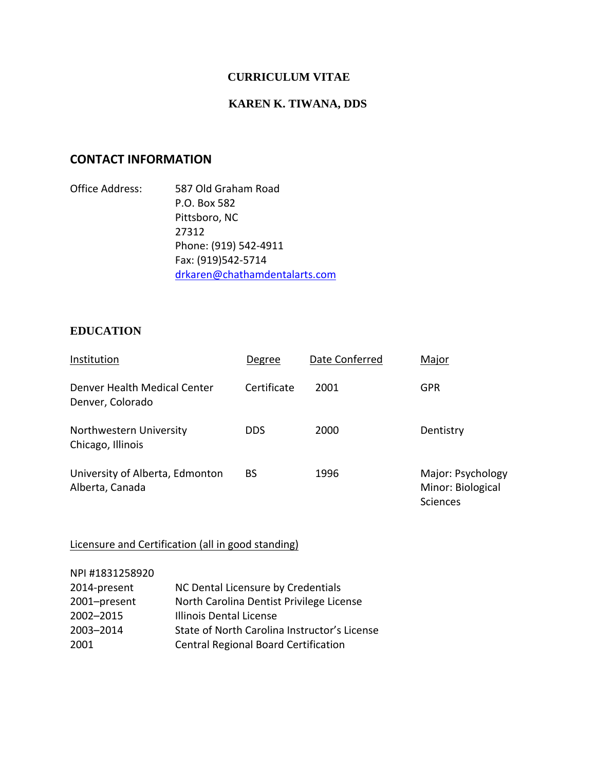# CURRICULUM VITAE

## KAREN K. TIWANA, DDS

## CONTACT INFORMATION

Office Address: 587 Old Graham Road
P.O. Box 582
Pittsboro, NC
27312
Phone: (919) 542-4911
Fax: (919)542-5714
drkaren@chathamdentalarts.com

## EDUCATION

| Institution | Degree | Date Conferred | Major |
|---|---|---|---|
| Denver Health Medical Center<br>Denver, Colorado | Certificate | 2001 | GPR |
| Northwestern University<br>Chicago, Illinois | DDS | 2000 | Dentistry |
| University of Alberta, Edmonton<br>Alberta, Canada | BS | 1996 | Major: Psychology<br>Minor: Biological Sciences |

Licensure and Certification (all in good standing)

NPI #1831258920

| | |
|---|---|
| 2014-present | NC Dental Licensure by Credentials |
| 2001–present | North Carolina Dentist Privilege License |
| 2002–2015 | Illinois Dental License |
| 2003–2014 | State of North Carolina Instructor's License |
| 2001 | Central Regional Board Certification |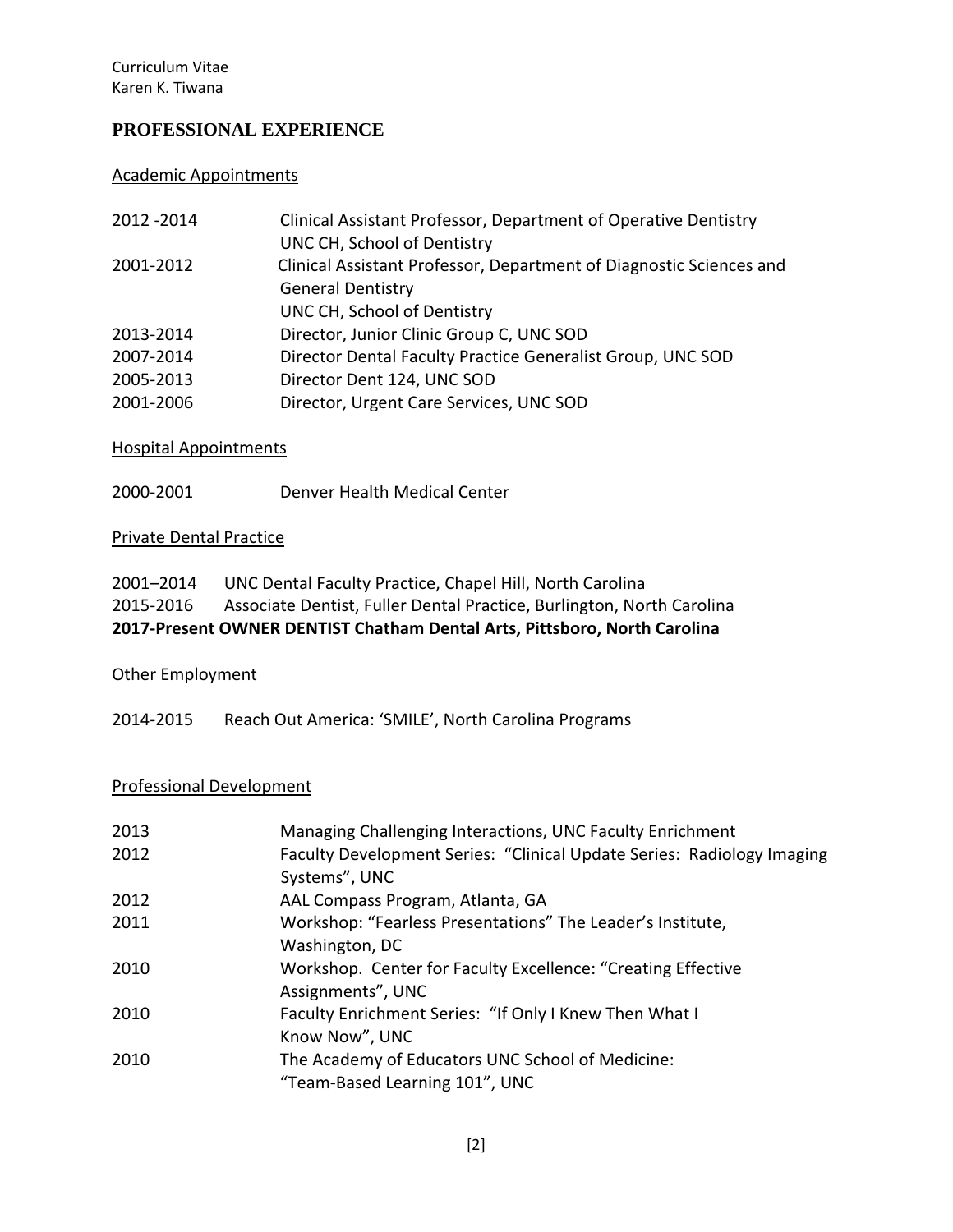## PROFESSIONAL EXPERIENCE

### Academic Appointments

| | |
|---|---|
| 2012 -2014 | Clinical Assistant Professor, Department of Operative Dentistry<br>UNC CH, School of Dentistry |
| 2001-2012 | Clinical Assistant Professor, Department of Diagnostic Sciences and General Dentistry<br>UNC CH, School of Dentistry |
| 2013-2014 | Director, Junior Clinic Group C, UNC SOD |
| 2007-2014 | Director Dental Faculty Practice Generalist Group, UNC SOD |
| 2005-2013 | Director Dent 124, UNC SOD |
| 2001-2006 | Director, Urgent Care Services, UNC SOD |

### Hospital Appointments

2000-2001 Denver Health Medical Center

### Private Dental Practice

2001–2014 UNC Dental Faculty Practice, Chapel Hill, North Carolina
2015-2016 Associate Dentist, Fuller Dental Practice, Burlington, North Carolina
**2017-Present OWNER DENTIST Chatham Dental Arts, Pittsboro, North Carolina**

### Other Employment

2014-2015 Reach Out America: 'SMILE', North Carolina Programs

### Professional Development

| | |
|---|---|
| 2013 | Managing Challenging Interactions, UNC Faculty Enrichment |
| 2012 | Faculty Development Series: "Clinical Update Series: Radiology Imaging Systems", UNC |
| 2012 | AAL Compass Program, Atlanta, GA |
| 2011 | Workshop: "Fearless Presentations" The Leader's Institute, Washington, DC |
| 2010 | Workshop. Center for Faculty Excellence: "Creating Effective Assignments", UNC |
| 2010 | Faculty Enrichment Series: "If Only I Knew Then What I Know Now", UNC |
| 2010 | The Academy of Educators UNC School of Medicine: "Team-Based Learning 101", UNC |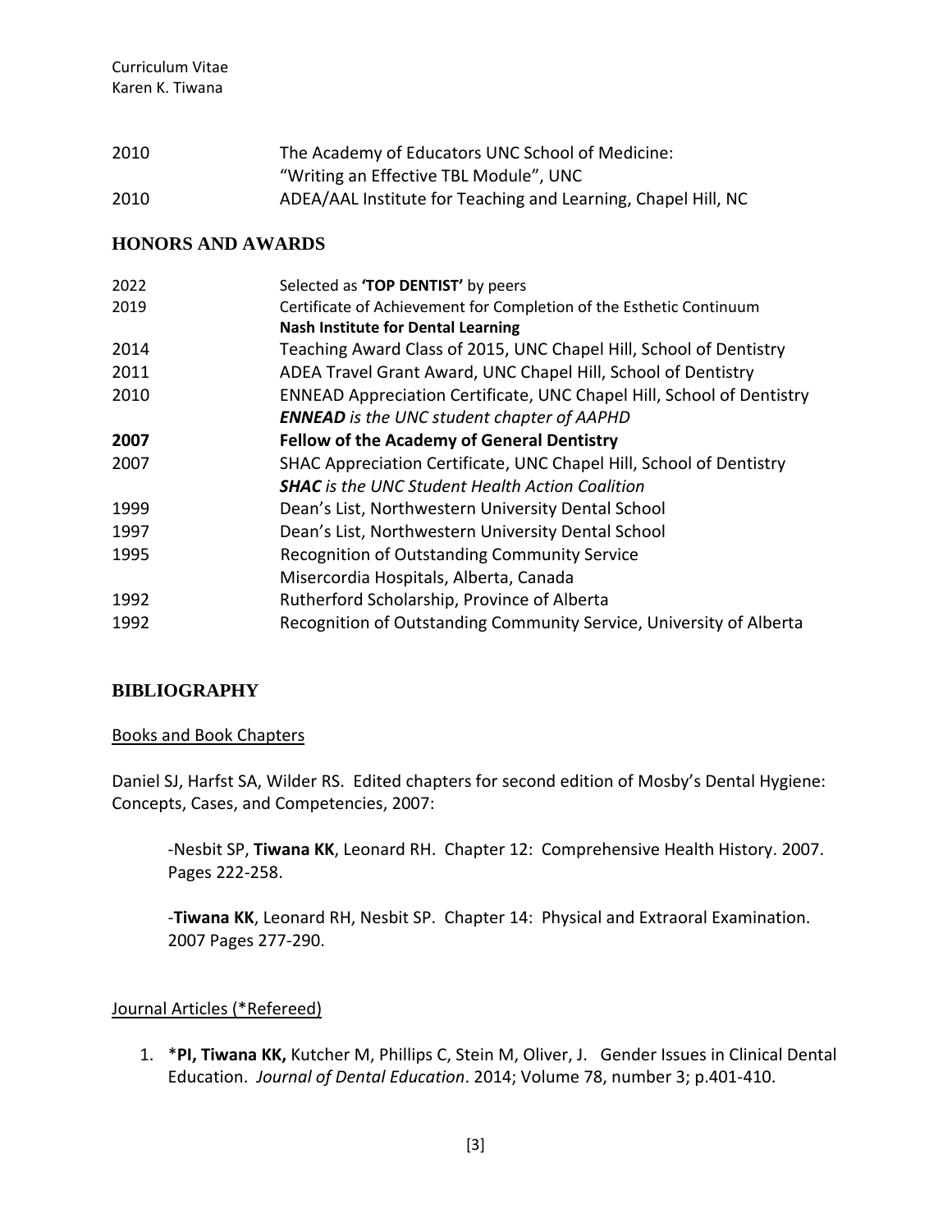2010 The Academy of Educators UNC School of Medicine:
"Writing an Effective TBL Module", UNC

2010 ADEA/AAL Institute for Teaching and Learning, Chapel Hill, NC

## HONORS AND AWARDS

| | |
|---|---|
| 2022 | Selected as **'TOP DENTIST'** by peers |
| 2019 | Certificate of Achievement for Completion of the Esthetic Continuum<br>**Nash Institute for Dental Learning** |
| 2014 | Teaching Award Class of 2015, UNC Chapel Hill, School of Dentistry |
| 2011 | ADEA Travel Grant Award, UNC Chapel Hill, School of Dentistry |
| 2010 | ENNEAD Appreciation Certificate, UNC Chapel Hill, School of Dentistry<br>***ENNEAD*** *is the UNC student chapter of AAPHD* |
| **2007** | **Fellow of the Academy of General Dentistry** |
| 2007 | SHAC Appreciation Certificate, UNC Chapel Hill, School of Dentistry<br>***SHAC*** *is the UNC Student Health Action Coalition* |
| 1999 | Dean's List, Northwestern University Dental School |
| 1997 | Dean's List, Northwestern University Dental School |
| 1995 | Recognition of Outstanding Community Service<br>Misercordia Hospitals, Alberta, Canada |
| 1992 | Rutherford Scholarship, Province of Alberta |
| 1992 | Recognition of Outstanding Community Service, University of Alberta |

## BIBLIOGRAPHY

Books and Book Chapters

Daniel SJ, Harfst SA, Wilder RS. Edited chapters for second edition of Mosby's Dental Hygiene: Concepts, Cases, and Competencies, 2007:

-Nesbit SP, **Tiwana KK**, Leonard RH. Chapter 12: Comprehensive Health History. 2007. Pages 222-258.

-**Tiwana KK**, Leonard RH, Nesbit SP. Chapter 14: Physical and Extraoral Examination. 2007 Pages 277-290.

Journal Articles (*Refereed)

1. ***PI, Tiwana KK,** Kutcher M, Phillips C, Stein M, Oliver, J. Gender Issues in Clinical Dental Education. *Journal of Dental Education*. 2014; Volume 78, number 3; p.401-410.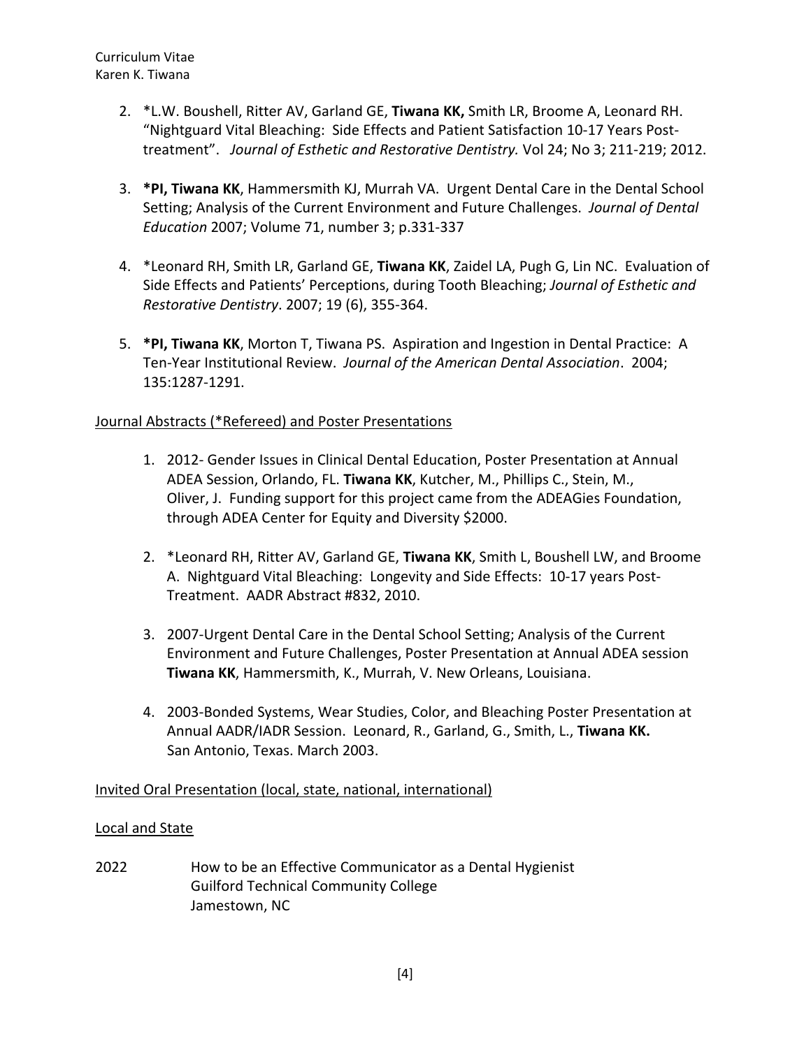2. *L.W. Boushell, Ritter AV, Garland GE, **Tiwana KK,** Smith LR, Broome A, Leonard RH. "Nightguard Vital Bleaching: Side Effects and Patient Satisfaction 10-17 Years Post-treatment". *Journal of Esthetic and Restorative Dentistry.* Vol 24; No 3; 211-219; 2012.

3. ***PI, Tiwana KK**, Hammersmith KJ, Murrah VA. Urgent Dental Care in the Dental School Setting; Analysis of the Current Environment and Future Challenges. *Journal of Dental Education* 2007; Volume 71, number 3; p.331-337

4. *Leonard RH, Smith LR, Garland GE, **Tiwana KK**, Zaidel LA, Pugh G, Lin NC. Evaluation of Side Effects and Patients' Perceptions, during Tooth Bleaching; *Journal of Esthetic and Restorative Dentistry*. 2007; 19 (6), 355-364.

5. ***PI, Tiwana KK**, Morton T, Tiwana PS. Aspiration and Ingestion in Dental Practice: A Ten-Year Institutional Review. *Journal of the American Dental Association*. 2004; 135:1287-1291.

<u>Journal Abstracts (*Refereed) and Poster Presentations</u>

1. 2012- Gender Issues in Clinical Dental Education, Poster Presentation at Annual ADEA Session, Orlando, FL. **Tiwana KK**, Kutcher, M., Phillips C., Stein, M., Oliver, J. Funding support for this project came from the ADEAGies Foundation, through ADEA Center for Equity and Diversity $2000.

2. *Leonard RH, Ritter AV, Garland GE, **Tiwana KK**, Smith L, Boushell LW, and Broome A. Nightguard Vital Bleaching: Longevity and Side Effects: 10-17 years Post-Treatment. AADR Abstract #832, 2010.

3. 2007-Urgent Dental Care in the Dental School Setting; Analysis of the Current Environment and Future Challenges, Poster Presentation at Annual ADEA session **Tiwana KK**, Hammersmith, K., Murrah, V. New Orleans, Louisiana.

4. 2003-Bonded Systems, Wear Studies, Color, and Bleaching Poster Presentation at Annual AADR/IADR Session. Leonard, R., Garland, G., Smith, L., **Tiwana KK.** San Antonio, Texas. March 2003.

<u>Invited Oral Presentation (local, state, national, international)</u>

<u>Local and State</u>

2022 How to be an Effective Communicator as a Dental Hygienist
Guilford Technical Community College
Jamestown, NC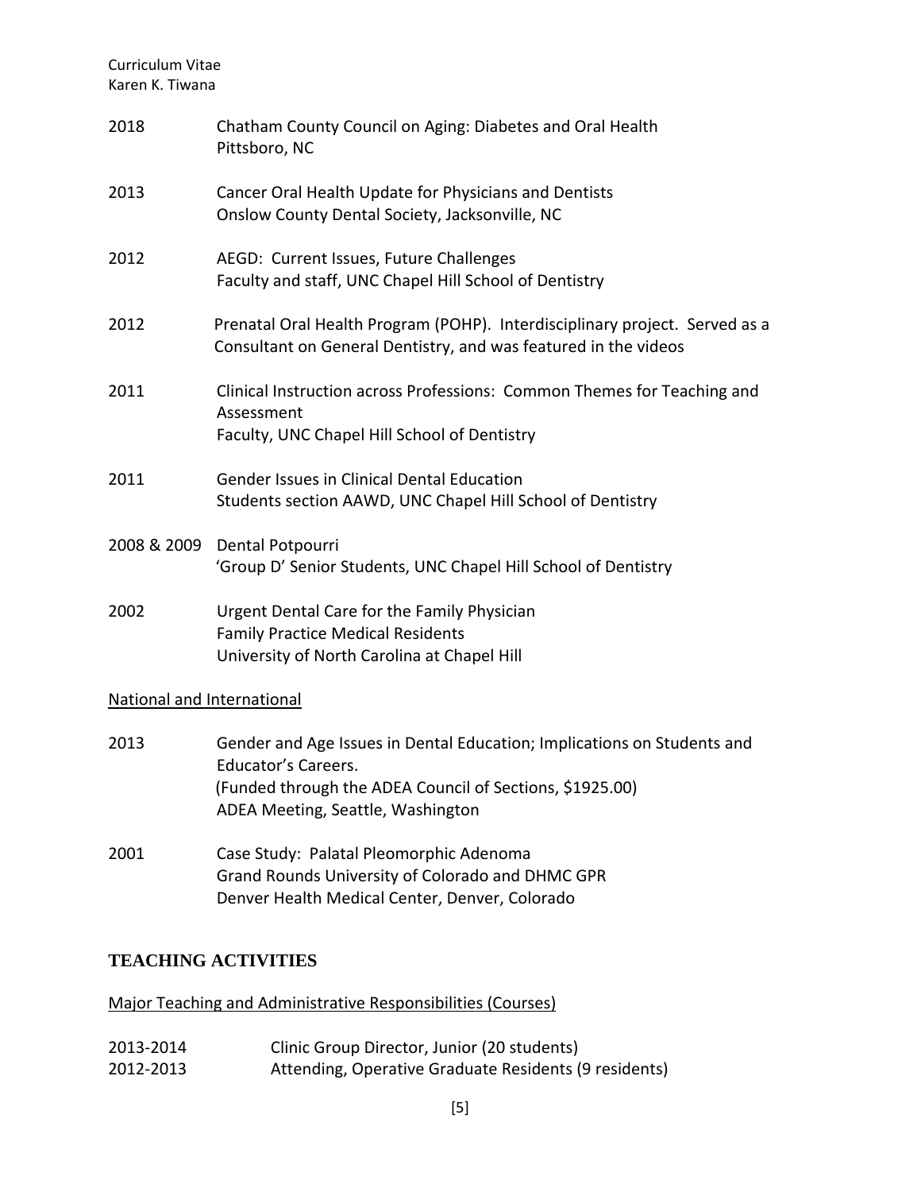2018 Chatham County Council on Aging: Diabetes and Oral Health
Pittsboro, NC

2013 Cancer Oral Health Update for Physicians and Dentists
Onslow County Dental Society, Jacksonville, NC

2012 AEGD: Current Issues, Future Challenges
Faculty and staff, UNC Chapel Hill School of Dentistry

2012 Prenatal Oral Health Program (POHP). Interdisciplinary project. Served as a Consultant on General Dentistry, and was featured in the videos

2011 Clinical Instruction across Professions: Common Themes for Teaching and Assessment
Faculty, UNC Chapel Hill School of Dentistry

2011 Gender Issues in Clinical Dental Education
Students section AAWD, UNC Chapel Hill School of Dentistry

2008 & 2009 Dental Potpourri
'Group D' Senior Students, UNC Chapel Hill School of Dentistry

2002 Urgent Dental Care for the Family Physician
Family Practice Medical Residents
University of North Carolina at Chapel Hill

National and International

2013 Gender and Age Issues in Dental Education; Implications on Students and Educator's Careers.
(Funded through the ADEA Council of Sections, $1925.00)
ADEA Meeting, Seattle, Washington

2001 Case Study: Palatal Pleomorphic Adenoma
Grand Rounds University of Colorado and DHMC GPR
Denver Health Medical Center, Denver, Colorado

## TEACHING ACTIVITIES

Major Teaching and Administrative Responsibilities (Courses)

2013-2014 Clinic Group Director, Junior (20 students)
2012-2013 Attending, Operative Graduate Residents (9 residents)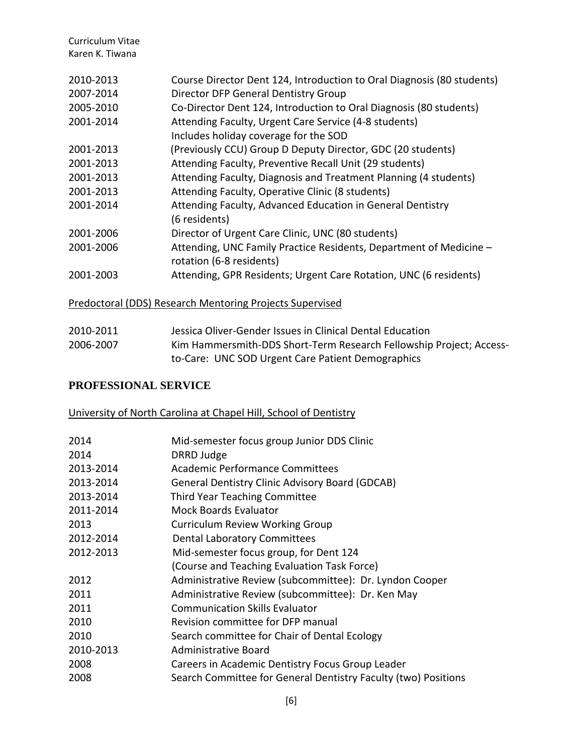2010-2013 Course Director Dent 124, Introduction to Oral Diagnosis (80 students)
2007-2014 Director DFP General Dentistry Group
2005-2010 Co-Director Dent 124, Introduction to Oral Diagnosis (80 students)
2001-2014 Attending Faculty, Urgent Care Service (4-8 students)
Includes holiday coverage for the SOD
2001-2013 (Previously CCU) Group D Deputy Director, GDC (20 students)
2001-2013 Attending Faculty, Preventive Recall Unit (29 students)
2001-2013 Attending Faculty, Diagnosis and Treatment Planning (4 students)
2001-2013 Attending Faculty, Operative Clinic (8 students)
2001-2014 Attending Faculty, Advanced Education in General Dentistry (6 residents)
2001-2006 Director of Urgent Care Clinic, UNC (80 students)
2001-2006 Attending, UNC Family Practice Residents, Department of Medicine – rotation (6-8 residents)
2001-2003 Attending, GPR Residents; Urgent Care Rotation, UNC (6 residents)

Predoctoral (DDS) Research Mentoring Projects Supervised

2010-2011 Jessica Oliver-Gender Issues in Clinical Dental Education
2006-2007 Kim Hammersmith-DDS Short-Term Research Fellowship Project; Access-to-Care: UNC SOD Urgent Care Patient Demographics

## PROFESSIONAL SERVICE

University of North Carolina at Chapel Hill, School of Dentistry

2014 Mid-semester focus group Junior DDS Clinic
2014 DRRD Judge
2013-2014 Academic Performance Committees
2013-2014 General Dentistry Clinic Advisory Board (GDCAB)
2013-2014 Third Year Teaching Committee
2011-2014 Mock Boards Evaluator
2013 Curriculum Review Working Group
2012-2014 Dental Laboratory Committees
2012-2013 Mid-semester focus group, for Dent 124
(Course and Teaching Evaluation Task Force)
2012 Administrative Review (subcommittee): Dr. Lyndon Cooper
2011 Administrative Review (subcommittee): Dr. Ken May
2011 Communication Skills Evaluator
2010 Revision committee for DFP manual
2010 Search committee for Chair of Dental Ecology
2010-2013 Administrative Board
2008 Careers in Academic Dentistry Focus Group Leader
2008 Search Committee for General Dentistry Faculty (two) Positions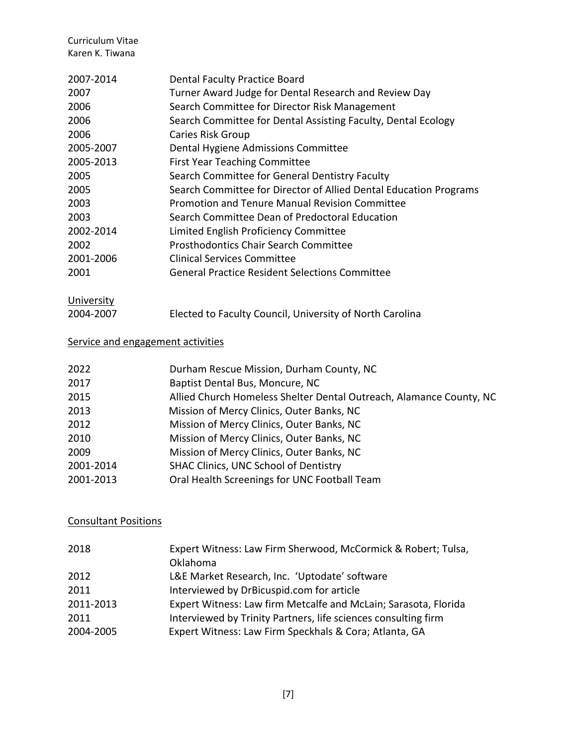| | |
|---|---|
| 2007-2014 | Dental Faculty Practice Board |
| 2007 | Turner Award Judge for Dental Research and Review Day |
| 2006 | Search Committee for Director Risk Management |
| 2006 | Search Committee for Dental Assisting Faculty, Dental Ecology |
| 2006 | Caries Risk Group |
| 2005-2007 | Dental Hygiene Admissions Committee |
| 2005-2013 | First Year Teaching Committee |
| 2005 | Search Committee for General Dentistry Faculty |
| 2005 | Search Committee for Director of Allied Dental Education Programs |
| 2003 | Promotion and Tenure Manual Revision Committee |
| 2003 | Search Committee Dean of Predoctoral Education |
| 2002-2014 | Limited English Proficiency Committee |
| 2002 | Prosthodontics Chair Search Committee |
| 2001-2006 | Clinical Services Committee |
| 2001 | General Practice Resident Selections Committee |

<u>University</u>

| | |
|---|---|
| 2004-2007 | Elected to Faculty Council, University of North Carolina |

<u>Service and engagement activities</u>

| | |
|---|---|
| 2022 | Durham Rescue Mission, Durham County, NC |
| 2017 | Baptist Dental Bus, Moncure, NC |
| 2015 | Allied Church Homeless Shelter Dental Outreach, Alamance County, NC |
| 2013 | Mission of Mercy Clinics, Outer Banks, NC |
| 2012 | Mission of Mercy Clinics, Outer Banks, NC |
| 2010 | Mission of Mercy Clinics, Outer Banks, NC |
| 2009 | Mission of Mercy Clinics, Outer Banks, NC |
| 2001-2014 | SHAC Clinics, UNC School of Dentistry |
| 2001-2013 | Oral Health Screenings for UNC Football Team |

<u>Consultant Positions</u>

| | |
|---|---|
| 2018 | Expert Witness: Law Firm Sherwood, McCormick & Robert; Tulsa, Oklahoma |
| 2012 | L&E Market Research, Inc. 'Uptodate' software |
| 2011 | Interviewed by DrBicuspid.com for article |
| 2011-2013 | Expert Witness: Law firm Metcalfe and McLain; Sarasota, Florida |
| 2011 | Interviewed by Trinity Partners, life sciences consulting firm |
| 2004-2005 | Expert Witness: Law Firm Speckhals & Cora; Atlanta, GA |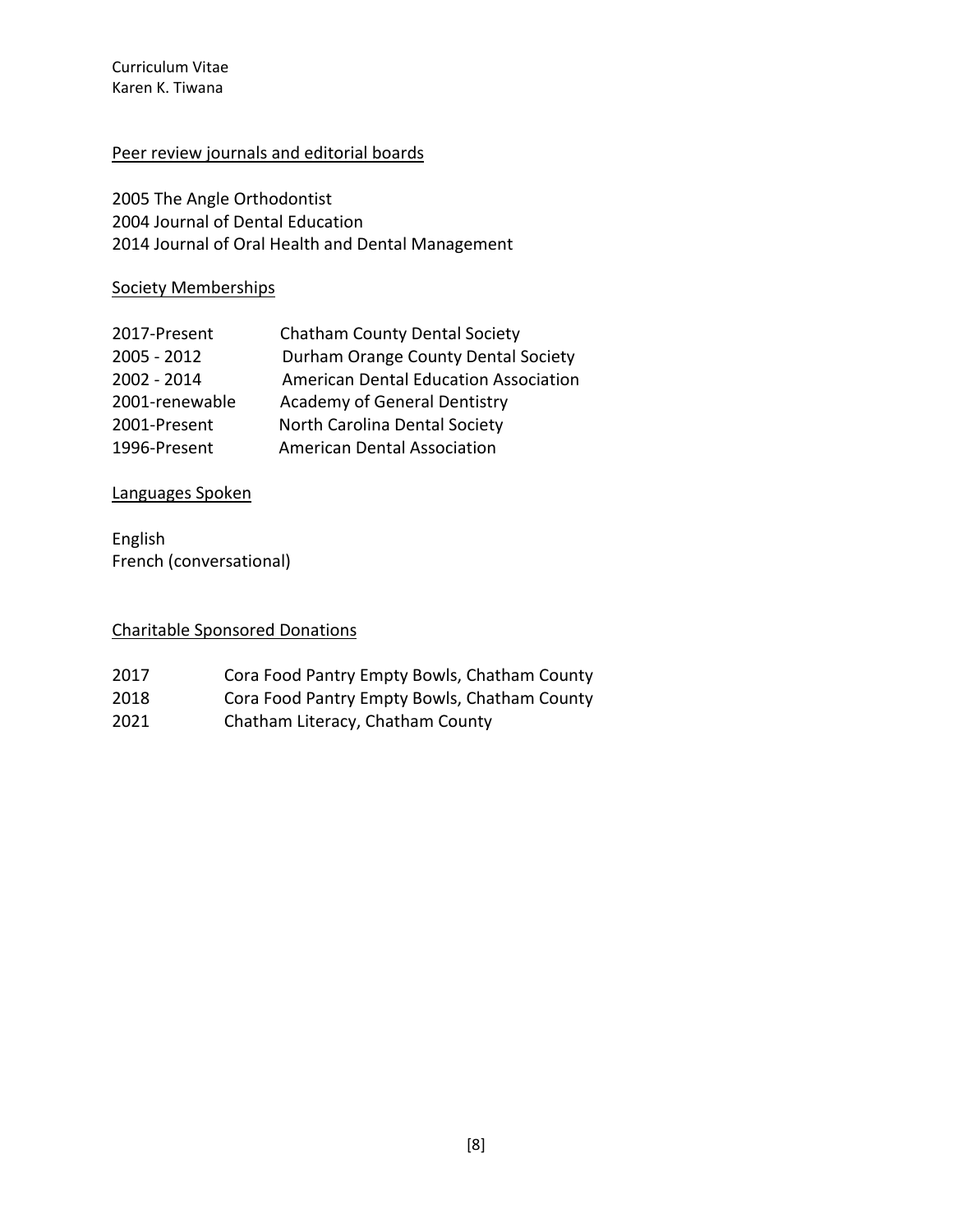## Peer review journals and editorial boards

2005 The Angle Orthodontist
2004 Journal of Dental Education
2014 Journal of Oral Health and Dental Management

## Society Memberships

| | |
|---|---|
| 2017-Present | Chatham County Dental Society |
| 2005 - 2012 | Durham Orange County Dental Society |
| 2002 - 2014 | American Dental Education Association |
| 2001-renewable | Academy of General Dentistry |
| 2001-Present | North Carolina Dental Society |
| 1996-Present | American Dental Association |

## Languages Spoken

English
French (conversational)

## Charitable Sponsored Donations

| | |
|---|---|
| 2017 | Cora Food Pantry Empty Bowls, Chatham County |
| 2018 | Cora Food Pantry Empty Bowls, Chatham County |
| 2021 | Chatham Literacy, Chatham County |